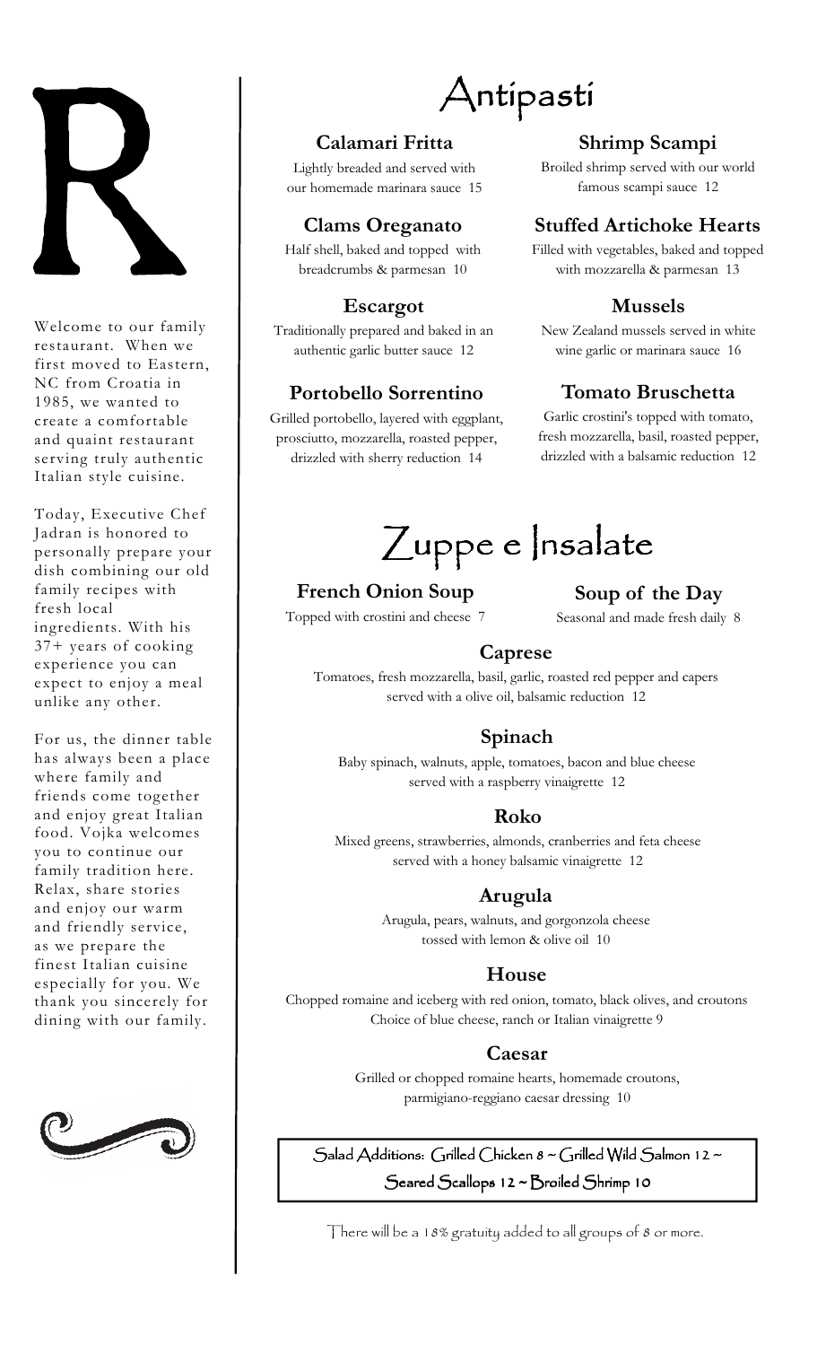# R

Welcome to our family restaurant. When we first moved to Eastern, NC from Croatia in 1985, we wanted to create a comfortable and quaint restaurant serving truly authentic Italian style cuisine.

Today, Executive Chef Jadran is honored to personally prepare your dish combining our old family recipes with fresh local ingredients. With his 37+ years of cooking experience you can expect to enjoy a meal unlike any other.

For us, the dinner table has always been a place where family and friends come together and enjoy great Italian food. Vojka welcomes you to continue our family tradition here. Relax, share stories and enjoy our warm and friendly service, as we prepare the finest Italian cuisine especially for you. We thank you sincerely for dining with our family.

# Antipasti

### Calamari Fritta

Lightly breaded and served with our homemade marinara sauce 15

### Clams Oreganato

Half shell, baked and topped with breadcrumbs & parmesan 10

### Escargot

Traditionally prepared and baked in an authentic garlic butter sauce 12

### Portobello Sorrentino

Grilled portobello, layered with eggplant, prosciutto, mozzarella, roasted pepper, drizzled with sherry reduction 14

### Shrimp Scampi

Broiled shrimp served with our world famous scampi sauce 12

### Stuffed Artichoke Hearts

Filled with vegetables, baked and topped with mozzarella & parmesan 13

### Mussels

New Zealand mussels served in white wine garlic or marinara sauce 16

### Tomato Bruschetta

Garlic crostini's topped with tomato, fresh mozzarella, basil, roasted pepper, drizzled with a balsamic reduction 12

# Zuppe e Insalate

### French Onion Soup

Topped with crostini and cheese 7

### Soup of the Day

Seasonal and made fresh daily 8

### Caprese

Tomatoes, fresh mozzarella, basil, garlic, roasted red pepper and capers served with a olive oil, balsamic reduction 12

### Spinach

Baby spinach, walnuts, apple, tomatoes, bacon and blue cheese served with a raspberry vinaigrette 12

### Roko

Mixed greens, strawberries, almonds, cranberries and feta cheese served with a honey balsamic vinaigrette 12

### Arugula

Arugula, pears, walnuts, and gorgonzola cheese tossed with lemon & olive oil 10

### House

Chopped romaine and iceberg with red onion, tomato, black olives, and croutons
Choice of blue cheese, ranch or Italian vinaigrette 9

### Caesar

Grilled or chopped romaine hearts, homemade croutons, parmigiano-reggiano caesar dressing 10

Salad Additions: Grilled Chicken 8 ~ Grilled Wild Salmon 12 ~ Seared Scallops 12 ~ Broiled Shrimp 10

There will be a 18% gratuity added to all groups of 8 or more.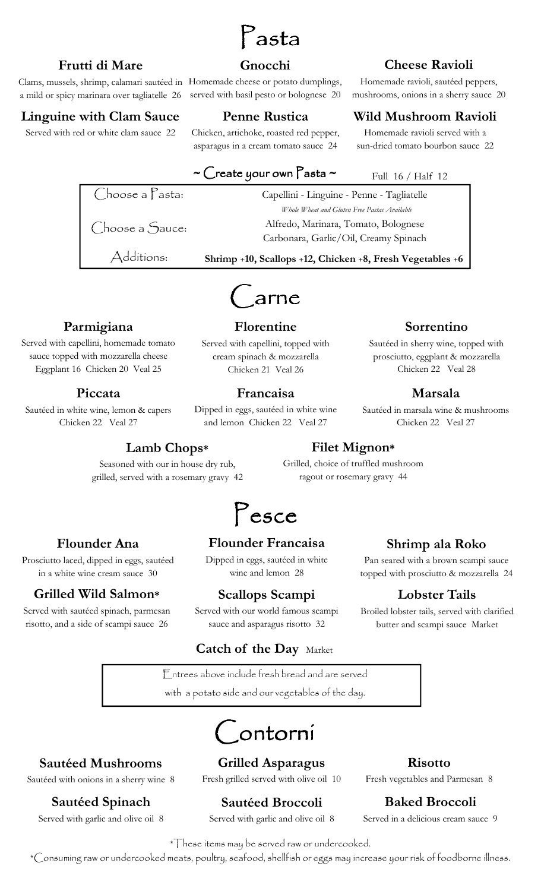# Pasta

### Frutti di Mare

Clams, mussels, shrimp, calamari sautéed in a mild or spicy marinara over tagliatelle 26

### Gnocchi

Homemade cheese or potato dumplings, served with basil pesto or bolognese 20

### Cheese Ravioli

Homemade ravioli, sautéed peppers, mushrooms, onions in a sherry sauce 20

### Linguine with Clam Sauce

Served with red or white clam sauce 22

### Penne Rustica

Chicken, artichoke, roasted red pepper, asparagus in a cream tomato sauce 24

### Wild Mushroom Ravioli

Homemade ravioli served with a sun-dried tomato bourbon sauce 22

### ~ Create your own Pasta ~

Full 16 / Half 12

| | |
|---|---|
| Choose a Pasta: | Capellini - Linguine - Penne - Tagliatelle<br>*Whole Wheat and Gluten Free Pastas Available* |
| Choose a Sauce: | Alfredo, Marinara, Tomato, Bolognese<br>Carbonara, Garlic/Oil, Creamy Spinach |
| Additions: | **Shrimp +10, Scallops +12, Chicken +8, Fresh Vegetables +6** |

# Carne

### Parmigiana

Served with capellini, homemade tomato sauce topped with mozzarella cheese
Eggplant 16 Chicken 20 Veal 25

### Florentine

Served with capellini, topped with cream spinach & mozzarella
Chicken 21 Veal 26

### Sorrentino

Sautéed in sherry wine, topped with prosciutto, eggplant & mozzarella
Chicken 22 Veal 28

### Piccata

Sautéed in white wine, lemon & capers
Chicken 22 Veal 27

### Francaisa

Dipped in eggs, sautéed in white wine and lemon Chicken 22 Veal 27

### Marsala

Sautéed in marsala wine & mushrooms
Chicken 22 Veal 27

### Lamb Chops*

Seasoned with our in house dry rub, grilled, served with a rosemary gravy 42

### Filet Mignon*

Grilled, choice of truffled mushroom ragout or rosemary gravy 44

# Pesce

### Flounder Ana

Prosciutto laced, dipped in eggs, sautéed in a white wine cream sauce 30

### Flounder Francaisa

Dipped in eggs, sautéed in white wine and lemon 28

### Shrimp ala Roko

Pan seared with a brown scampi sauce topped with prosciutto & mozzarella 24

### Grilled Wild Salmon*

Served with sautéed spinach, parmesan risotto, and a side of scampi sauce 26

### Scallops Scampi

Served with our world famous scampi sauce and asparagus risotto 32

### Lobster Tails

Broiled lobster tails, served with clarified butter and scampi sauce Market

### Catch of the Day Market

Entrees above include fresh bread and are served with a potato side and our vegetables of the day.

# Contorni

### Sautéed Mushrooms

Sautéed with onions in a sherry wine 8

### Grilled Asparagus

Fresh grilled served with olive oil 10

### Risotto

Fresh vegetables and Parmesan 8

### Sautéed Spinach

Served with garlic and olive oil 8

### Sautéed Broccoli

Served with garlic and olive oil 8

### Baked Broccoli

Served in a delicious cream sauce 9

*These items may be served raw or undercooked.

*Consuming raw or undercooked meats, poultry, seafood, shellfish or eggs may increase your risk of foodborne illness.